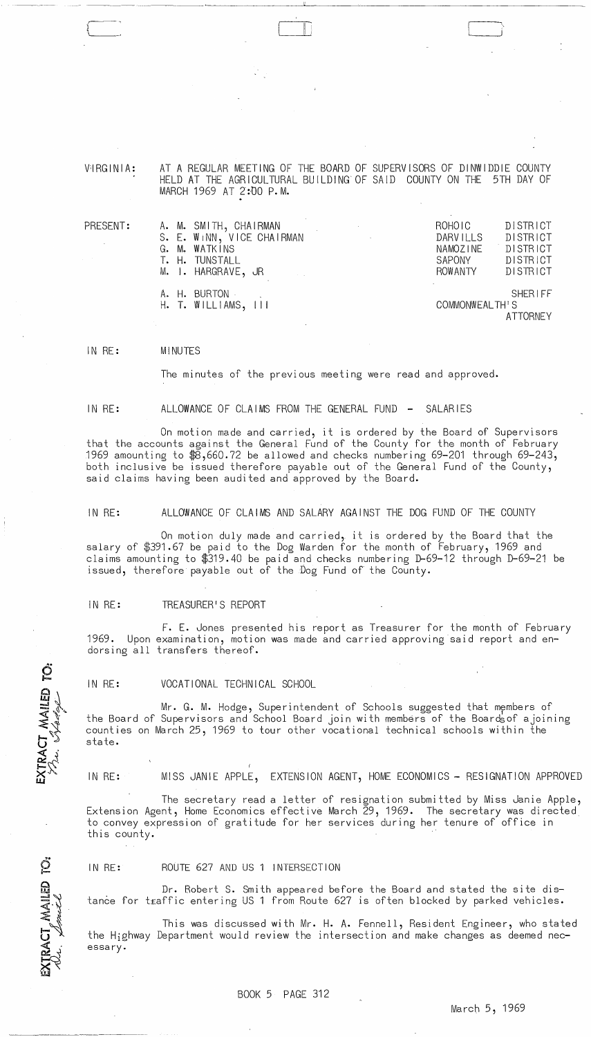VIRGINIA: AT A REGULAR MEETING OF THE BOARD OF SUPERVISORS OF DINWIDDIE COUNTY HELD AT THE AGRICULTURAL BUILDING OF SAID COUNTY ON THE 5TH DAY OF MARCH 1969 AT 2:00 P.M.

| PRESENT: | | |
|---|---|---|
| | A. M. SMITH, CHAIRMAN | ROHOIC DISTRICT |
| | S. E. WINN, VICE CHAIRMAN | DARVILLS DISTRICT |
| | G. M. WATKINS | NAMOZINE DISTRICT |
| | T. H. TUNSTALL | SAPONY DISTRICT |
| | M. I. HARGRAVE, JR | ROWANTY DISTRICT |
| | A. H. BURTON | SHERIFF |
| | H. T. WILLIAMS, III | COMMONWEALTH'S ATTORNEY |

IN RE: MINUTES

The minutes of the previous meeting were read and approved.

IN RE: ALLOWANCE OF CLAIMS FROM THE GENERAL FUND - SALARIES

On motion made and carried, it is ordered by the Board of Supervisors that the accounts against the General Fund of the County for the month of February 1969 amounting to $8,660.72 be allowed and checks numbering 69-201 through 69-243, both inclusive be issued therefore payable out of the General Fund of the County, said claims having been audited and approved by the Board.

IN RE: ALLOWANCE OF CLAIMS AND SALARY AGAINST THE DOG FUND OF THE COUNTY

On motion duly made and carried, it is ordered by the Board that the salary of $391.67 be paid to the Dog Warden for the month of February, 1969 and claims amounting to $319.40 be paid and checks numbering D-69-12 through D-69-21 be issued, therefore payable out of the Dog Fund of the County.

IN RE: TREASURER'S REPORT

F. E. Jones presented his report as Treasurer for the month of February 1969. Upon examination, motion was made and carried approving said report and endorsing all transfers thereof.

EXTRACT MAILED TO: Mr. Hodge

IN RE: VOCATIONAL TECHNICAL SCHOOL

Mr. G. M. Hodge, Superintendent of Schools suggested that members of the Board of Supervisors and School Board join with members of the Boards of ajoining counties on March 25, 1969 to tour other vocational technical schools within the state.

IN RE: MISS JANIE APPLE, EXTENSION AGENT, HOME ECONOMICS - RESIGNATION APPROVED

The secretary read a letter of resignation submitted by Miss Janie Apple, Extension Agent, Home Economics effective March 29, 1969. The secretary was directed to convey expression of gratitude for her services during her tenure of office in this county.

EXTRACT MAILED TO: Dr. Smith

IN RE: ROUTE 627 AND US 1 INTERSECTION

Dr. Robert S. Smith appeared before the Board and stated the site distance for traffic entering US 1 from Route 627 is often blocked by parked vehicles.

This was discussed with Mr. H. A. Fennell, Resident Engineer, who stated the Highway Department would review the intersection and make changes as deemed necessary.

BOOK 5 PAGE 312

March 5, 1969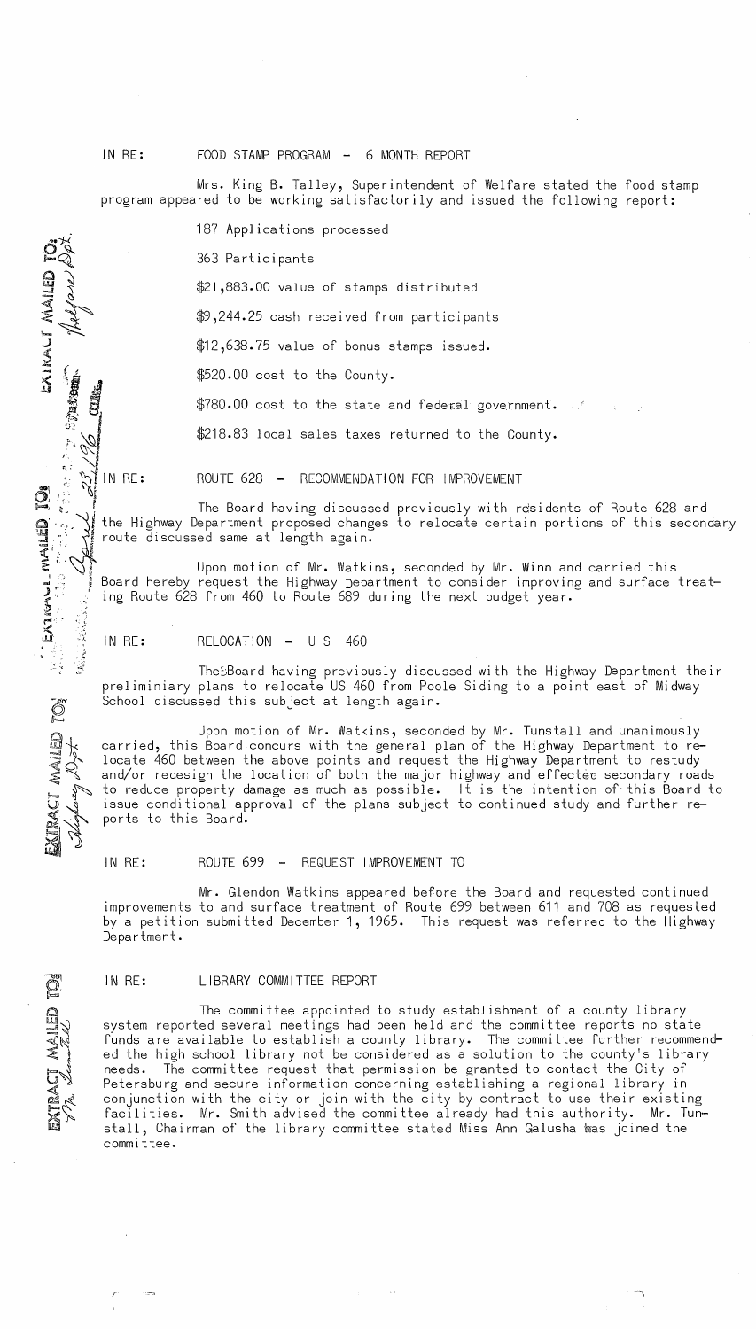IN RE: FOOD STAMP PROGRAM - 6 MONTH REPORT

Mrs. King B. Talley, Superintendent of Welfare stated the food stamp program appeared to be working satisfactorily and issued the following report:

187 Applications processed

363 Participants

$21,883.00 value of stamps distributed

$9,244.25 cash received from participants

$12,638.75 value of bonus stamps issued.

$520.00 cost to the County.

$780.00 cost to the state and federal government.

$218.83 local sales taxes returned to the County.

IN RE: ROUTE 628 - RECOMMENDATION FOR IMPROVEMENT

The Board having discussed previously with residents of Route 628 and the Highway Department proposed changes to relocate certain portions of this secondary route discussed same at length again.

Upon motion of Mr. Watkins, seconded by Mr. Winn and carried this Board hereby request the Highway Department to consider improving and surface treating Route 628 from 460 to Route 689 during the next budget year.

IN RE: RELOCATION - U S 460

The Board having previously discussed with the Highway Department their preliminiary plans to relocate US 460 from Poole Siding to a point east of Midway School discussed this subject at length again.

Upon motion of Mr. Watkins, seconded by Mr. Tunstall and unanimously carried, this Board concurs with the general plan of the Highway Department to relocate 460 between the above points and request the Highway Department to restudy and/or redesign the location of both the major highway and effected secondary roads to reduce property damage as much as possible. It is the intention of this Board to issue conditional approval of the plans subject to continued study and further reports to this Board.

IN RE: ROUTE 699 - REQUEST IMPROVEMENT TO

Mr. Glendon Watkins appeared before the Board and requested continued improvements to and surface treatment of Route 699 between 611 and 708 as requested by a petition submitted December 1, 1965. This request was referred to the Highway Department.

IN RE: LIBRARY COMMITTEE REPORT

The committee appointed to study establishment of a county library system reported several meetings had been held and the committee reports no state funds are available to establish a county library. The committee further recommended the high school library not be considered as a solution to the county's library needs. The committee request that permission be granted to contact the City of Petersburg and secure information concerning establishing a regional library in conjunction with the city or join with the city by contract to use their existing facilities. Mr. Smith advised the committee already had this authority. Mr. Tunstall, Chairman of the library committee stated Miss Ann Galusha has joined the committee.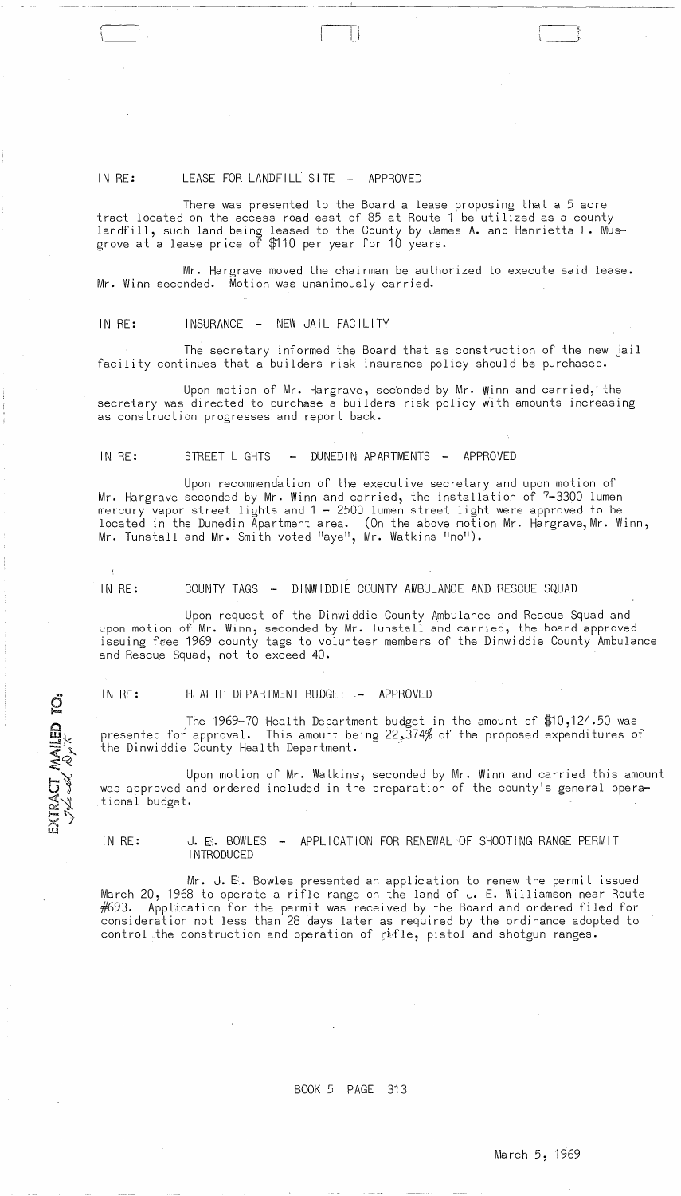IN RE: LEASE FOR LANDFILL SITE - APPROVED

There was presented to the Board a lease proposing that a 5 acre tract located on the access road east of 85 at Route 1 be utilized as a county landfill, such land being leased to the County by James A. and Henrietta L. Musgrove at a lease price of $110 per year for 10 years.

Mr. Hargrave moved the chairman be authorized to execute said lease. Mr. Winn seconded. Motion was unanimously carried.

IN RE: INSURANCE - NEW JAIL FACILITY

The secretary informed the Board that as construction of the new jail facility continues that a builders risk insurance policy should be purchased.

Upon motion of Mr. Hargrave, seconded by Mr. Winn and carried, the secretary was directed to purchase a builders risk policy with amounts increasing as construction progresses and report back.

IN RE: STREET LIGHTS - DUNEDIN APARTMENTS - APPROVED

Upon recommendation of the executive secretary and upon motion of Mr. Hargrave seconded by Mr. Winn and carried, the installation of 7-3300 lumen mercury vapor street lights and 1 - 2500 lumen street light were approved to be located in the Dunedin Apartment area. (On the above motion Mr. Hargrave, Mr. Winn, Mr. Tunstall and Mr. Smith voted "aye", Mr. Watkins "no").

IN RE: COUNTY TAGS - DINWIDDIE COUNTY AMBULANCE AND RESCUE SQUAD

Upon request of the Dinwiddie County Ambulance and Rescue Squad and upon motion of Mr. Winn, seconded by Mr. Tunstall and carried, the board approved issuing free 1969 county tags to volunteer members of the Dinwiddie County Ambulance and Rescue Squad, not to exceed 40.

EXTRACT MAILED TO: Health Dept

IN RE: HEALTH DEPARTMENT BUDGET - APPROVED

The 1969-70 Health Department budget in the amount of $10,124.50 was presented for approval. This amount being 22.374% of the proposed expenditures of the Dinwiddie County Health Department.

Upon motion of Mr. Watkins, seconded by Mr. Winn and carried this amount was approved and ordered included in the preparation of the county's general operational budget.

IN RE: J. E. BOWLES - APPLICATION FOR RENEWAL OF SHOOTING RANGE PERMIT INTRODUCED

Mr. J. E. Bowles presented an application to renew the permit issued March 20, 1968 to operate a rifle range on the land of J. E. Williamson near Route #693. Application for the permit was received by the Board and ordered filed for consideration not less than 28 days later as required by the ordinance adopted to control the construction and operation of rifle, pistol and shotgun ranges.

BOOK 5 PAGE 313

March 5, 1969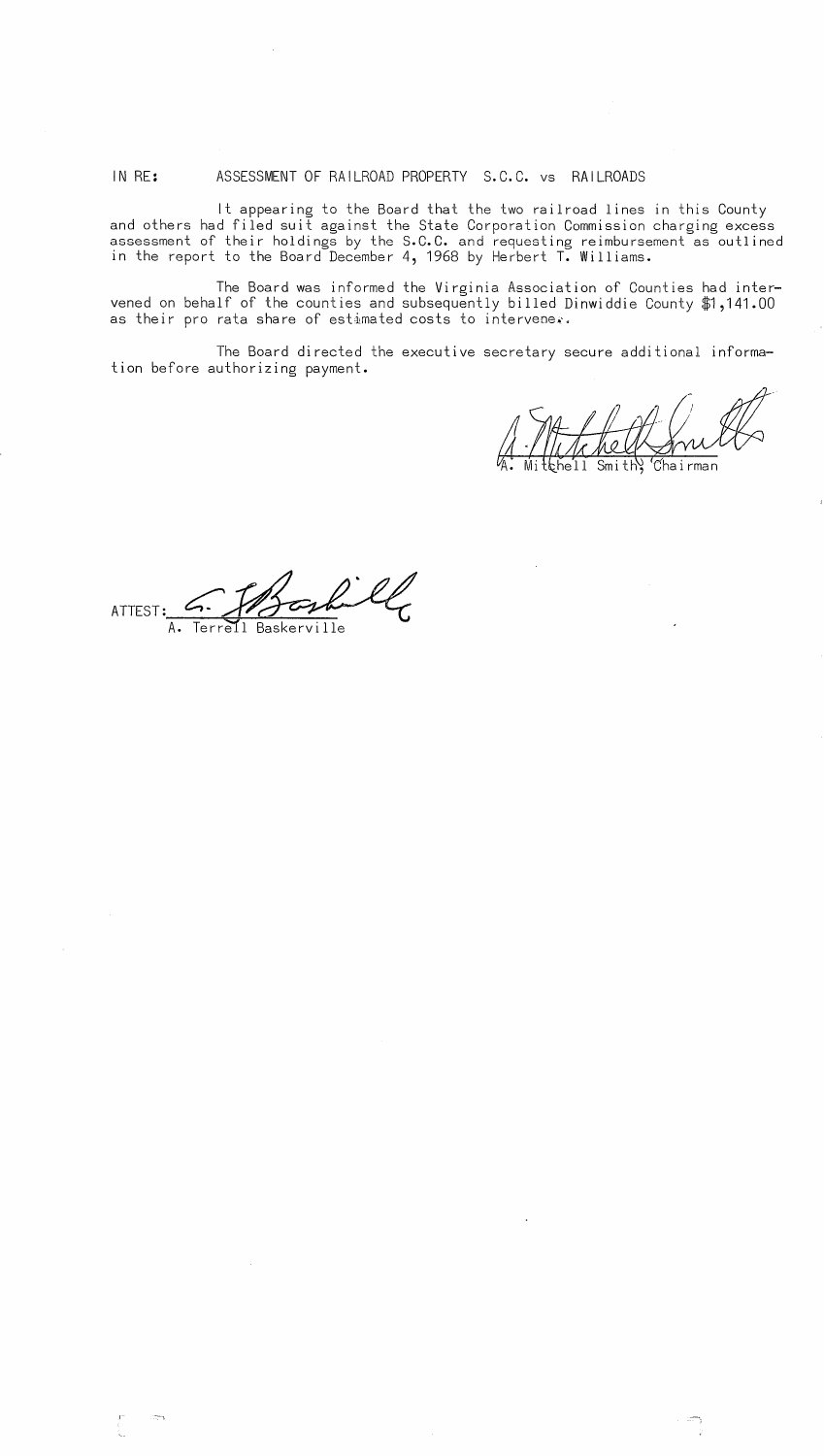IN RE: ASSESSMENT OF RAILROAD PROPERTY S.C.C. vs RAILROADS

It appearing to the Board that the two railroad lines in this County and others had filed suit against the State Corporation Commission charging excess assessment of their holdings by the S.C.C. and requesting reimbursement as outlined in the report to the Board December 4, 1968 by Herbert T. Williams.

The Board was informed the Virginia Association of Counties had intervened on behalf of the counties and subsequently billed Dinwiddie County $1,141.00 as their pro rata share of estimated costs to intervene.

The Board directed the executive secretary secure additional information before authorizing payment.

A. Mitchell Smith, Chairman

ATTEST: A. Terrell Baskerville